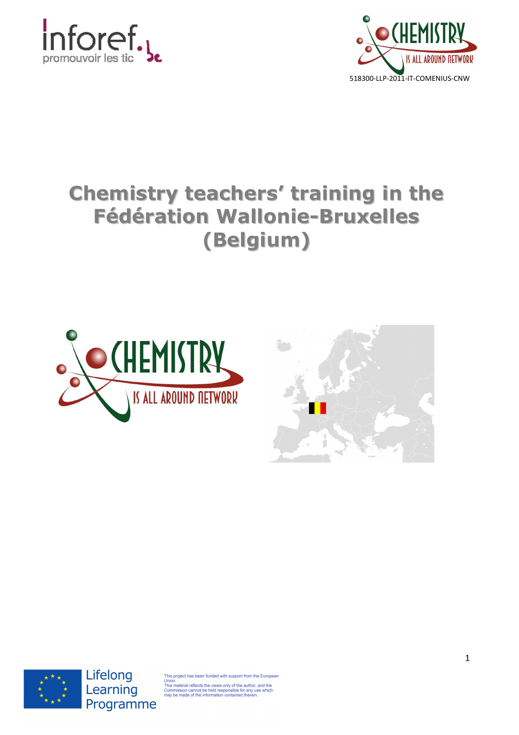518300-LLP-2011-IT-COMENIUS-CNW

# Chemistry teachers' training in the Fédération Wallonie-Bruxelles (Belgium)

This project has been funded with support from the European Union.
This material reflects the views only of the author, and the Commission cannot be held responsible for any use which may be made of the information contained therein.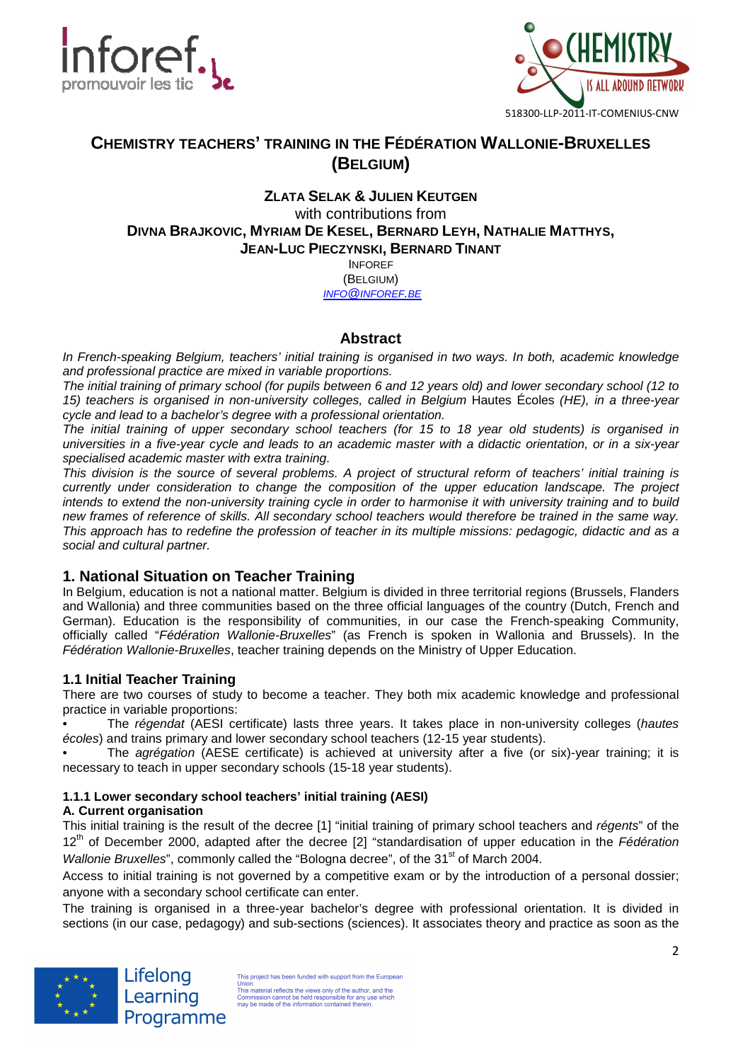# Chemistry Teachers' Training in the Fédération Wallonie-Bruxelles (Belgium)

**Zlata Selak & Julien Keutgen**
with contributions from
**Divna Brajkovic, Myriam De Kesel, Bernard Leyh, Nathalie Matthys, Jean-Luc Pieczynski, Bernard Tinant**

Inforef
(Belgium)
*info@inforef.be*

## Abstract

*In French-speaking Belgium, teachers' initial training is organised in two ways. In both, academic knowledge and professional practice are mixed in variable proportions.*

*The initial training of primary school (for pupils between 6 and 12 years old) and lower secondary school (12 to 15) teachers is organised in non-university colleges, called in Belgium* Hautes Écoles *(HE), in a three-year cycle and lead to a bachelor's degree with a professional orientation.*

*The initial training of upper secondary school teachers (for 15 to 18 year old students) is organised in universities in a five-year cycle and leads to an academic master with a didactic orientation, or in a six-year specialised academic master with extra training.*

*This division is the source of several problems. A project of structural reform of teachers' initial training is currently under consideration to change the composition of the upper education landscape. The project intends to extend the non-university training cycle in order to harmonise it with university training and to build new frames of reference of skills. All secondary school teachers would therefore be trained in the same way. This approach has to redefine the profession of teacher in its multiple missions: pedagogic, didactic and as a social and cultural partner.*

## 1. National Situation on Teacher Training

In Belgium, education is not a national matter. Belgium is divided in three territorial regions (Brussels, Flanders and Wallonia) and three communities based on the three official languages of the country (Dutch, French and German). Education is the responsibility of communities, in our case the French-speaking Community, officially called "*Fédération Wallonie-Bruxelles*" (as French is spoken in Wallonia and Brussels). In the *Fédération Wallonie-Bruxelles*, teacher training depends on the Ministry of Upper Education.

### 1.1 Initial Teacher Training

There are two courses of study to become a teacher. They both mix academic knowledge and professional practice in variable proportions:

- The *régendat* (AESI certificate) lasts three years. It takes place in non-university colleges (*hautes écoles*) and trains primary and lower secondary school teachers (12-15 year students).
- The *agrégation* (AESE certificate) is achieved at university after a five (or six)-year training; it is necessary to teach in upper secondary schools (15-18 year students).

#### 1.1.1 Lower secondary school teachers' initial training (AESI)

**A. Current organisation**

This initial training is the result of the decree [1] "initial training of primary school teachers and *régents*" of the 12th of December 2000, adapted after the decree [2] "standardisation of upper education in the *Fédération Wallonie Bruxelles*", commonly called the "Bologna decree", of the 31st of March 2004.

Access to initial training is not governed by a competitive exam or by the introduction of a personal dossier; anyone with a secondary school certificate can enter.

The training is organised in a three-year bachelor's degree with professional orientation. It is divided in sections (in our case, pedagogy) and sub-sections (sciences). It associates theory and practice as soon as the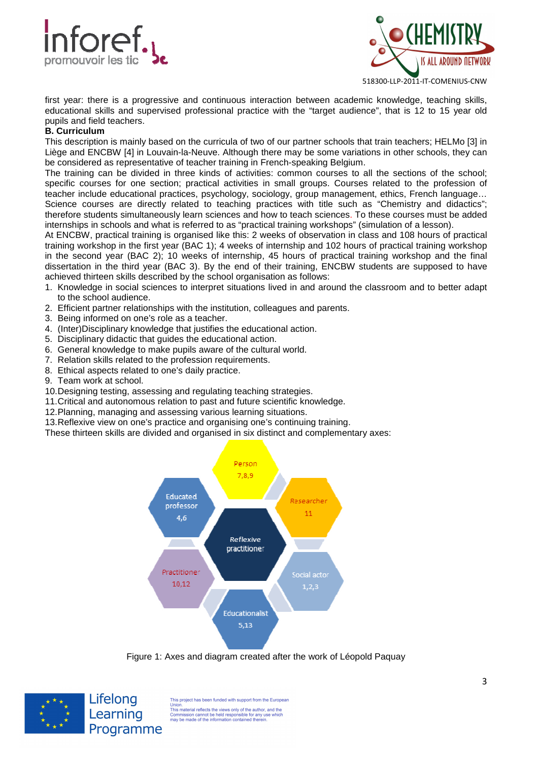first year: there is a progressive and continuous interaction between academic knowledge, teaching skills, educational skills and supervised professional practice with the "target audience", that is 12 to 15 year old pupils and field teachers.

**B. Curriculum**

This description is mainly based on the curricula of two of our partner schools that train teachers; HELMo [3] in Liège and ENCBW [4] in Louvain-la-Neuve. Although there may be some variations in other schools, they can be considered as representative of teacher training in French-speaking Belgium.

The training can be divided in three kinds of activities: common courses to all the sections of the school; specific courses for one section; practical activities in small groups. Courses related to the profession of teacher include educational practices, psychology, sociology, group management, ethics, French language… Science courses are directly related to teaching practices with title such as "Chemistry and didactics"; therefore students simultaneously learn sciences and how to teach sciences. To these courses must be added internships in schools and what is referred to as "practical training workshops" (simulation of a lesson).

At ENCBW, practical training is organised like this: 2 weeks of observation in class and 108 hours of practical training workshop in the first year (BAC 1); 4 weeks of internship and 102 hours of practical training workshop in the second year (BAC 2); 10 weeks of internship, 45 hours of practical training workshop and the final dissertation in the third year (BAC 3). By the end of their training, ENCBW students are supposed to have achieved thirteen skills described by the school organisation as follows:

1. Knowledge in social sciences to interpret situations lived in and around the classroom and to better adapt to the school audience.
2. Efficient partner relationships with the institution, colleagues and parents.
3. Being informed on one's role as a teacher.
4. (Inter)Disciplinary knowledge that justifies the educational action.
5. Disciplinary didactic that guides the educational action.
6. General knowledge to make pupils aware of the cultural world.
7. Relation skills related to the profession requirements.
8. Ethical aspects related to one's daily practice.
9. Team work at school.
10. Designing testing, assessing and regulating teaching strategies.
11. Critical and autonomous relation to past and future scientific knowledge.
12. Planning, managing and assessing various learning situations.
13. Reflexive view on one's practice and organising one's continuing training.

These thirteen skills are divided and organised in six distinct and complementary axes:

Person
7,8,9

Educated professor
4,6

Researcher
11

Reflexive practitioner

Practitioner
10,12

Social actor
1,2,3

Educationalist
5,13

Figure 1: Axes and diagram created after the work of Léopold Paquay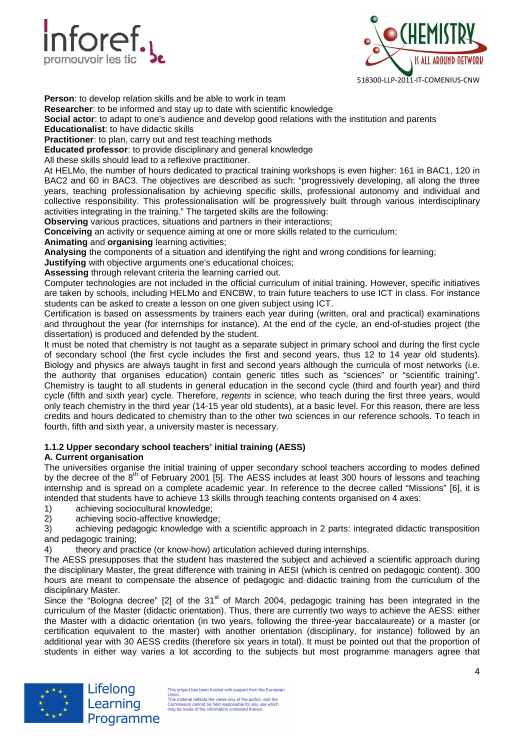**Person**: to develop relation skills and be able to work in team
**Researcher**: to be informed and stay up to date with scientific knowledge
**Social actor**: to adapt to one's audience and develop good relations with the institution and parents
**Educationalist**: to have didactic skills
**Practitioner**: to plan, carry out and test teaching methods
**Educated professor**: to provide disciplinary and general knowledge
All these skills should lead to a reflexive practitioner.
At HELMo, the number of hours dedicated to practical training workshops is even higher: 161 in BAC1, 120 in BAC2 and 60 in BAC3. The objectives are described as such: "progressively developing, all along the three years, teaching professionalisation by achieving specific skills, professional autonomy and individual and collective responsibility. This professionalisation will be progressively built through various interdisciplinary activities integrating in the training." The targeted skills are the following:
**Observing** various practices, situations and partners in their interactions;
**Conceiving** an activity or sequence aiming at one or more skills related to the curriculum;
**Animating** and **organising** learning activities;
**Analysing** the components of a situation and identifying the right and wrong conditions for learning;
**Justifying** with objective arguments one's educational choices;
**Assessing** through relevant criteria the learning carried out.
Computer technologies are not included in the official curriculum of initial training. However, specific initiatives are taken by schools, including HELMo and ENCBW, to train future teachers to use ICT in class. For instance students can be asked to create a lesson on one given subject using ICT.
Certification is based on assessments by trainers each year during (written, oral and practical) examinations and throughout the year (for internships for instance). At the end of the cycle, an end-of-studies project (the dissertation) is produced and defended by the student.
It must be noted that chemistry is not taught as a separate subject in primary school and during the first cycle of secondary school (the first cycle includes the first and second years, thus 12 to 14 year old students). Biology and physics are always taught in first and second years although the curricula of most networks (i.e. the authority that organises education) contain generic titles such as "sciences" or "scientific training". Chemistry is taught to all students in general education in the second cycle (third and fourth year) and third cycle (fifth and sixth year) cycle. Therefore, *regents* in science, who teach during the first three years, would only teach chemistry in the third year (14-15 year old students), at a basic level. For this reason, there are less credits and hours dedicated to chemistry than to the other two sciences in our reference schools. To teach in fourth, fifth and sixth year, a university master is necessary.

### 1.1.2 Upper secondary school teachers' initial training (AESS)

#### A. Current organisation

The universities organise the initial training of upper secondary school teachers according to modes defined by the decree of the 8th of February 2001 [5]. The AESS includes at least 300 hours of lessons and teaching internship and is spread on a complete academic year. In reference to the decree called "Missions" [6], it is intended that students have to achieve 13 skills through teaching contents organised on 4 axes:

1) achieving sociocultural knowledge;
2) achieving socio-affective knowledge;
3) achieving pedagogic knowledge with a scientific approach in 2 parts: integrated didactic transposition and pedagogic training;
4) theory and practice (or know-how) articulation achieved during internships.

The AESS presupposes that the student has mastered the subject and achieved a scientific approach during the disciplinary Master, the great difference with training in AESI (which is centred on pedagogic content). 300 hours are meant to compensate the absence of pedagogic and didactic training from the curriculum of the disciplinary Master.
Since the "Bologna decree" [2] of the 31st of March 2004, pedagogic training has been integrated in the curriculum of the Master (didactic orientation). Thus, there are currently two ways to achieve the AESS: either the Master with a didactic orientation (in two years, following the three-year baccalaureate) or a master (or certification equivalent to the master) with another orientation (disciplinary, for instance) followed by an additional year with 30 AESS credits (therefore six years in total). It must be pointed out that the proportion of students in either way varies a lot according to the subjects but most programme managers agree that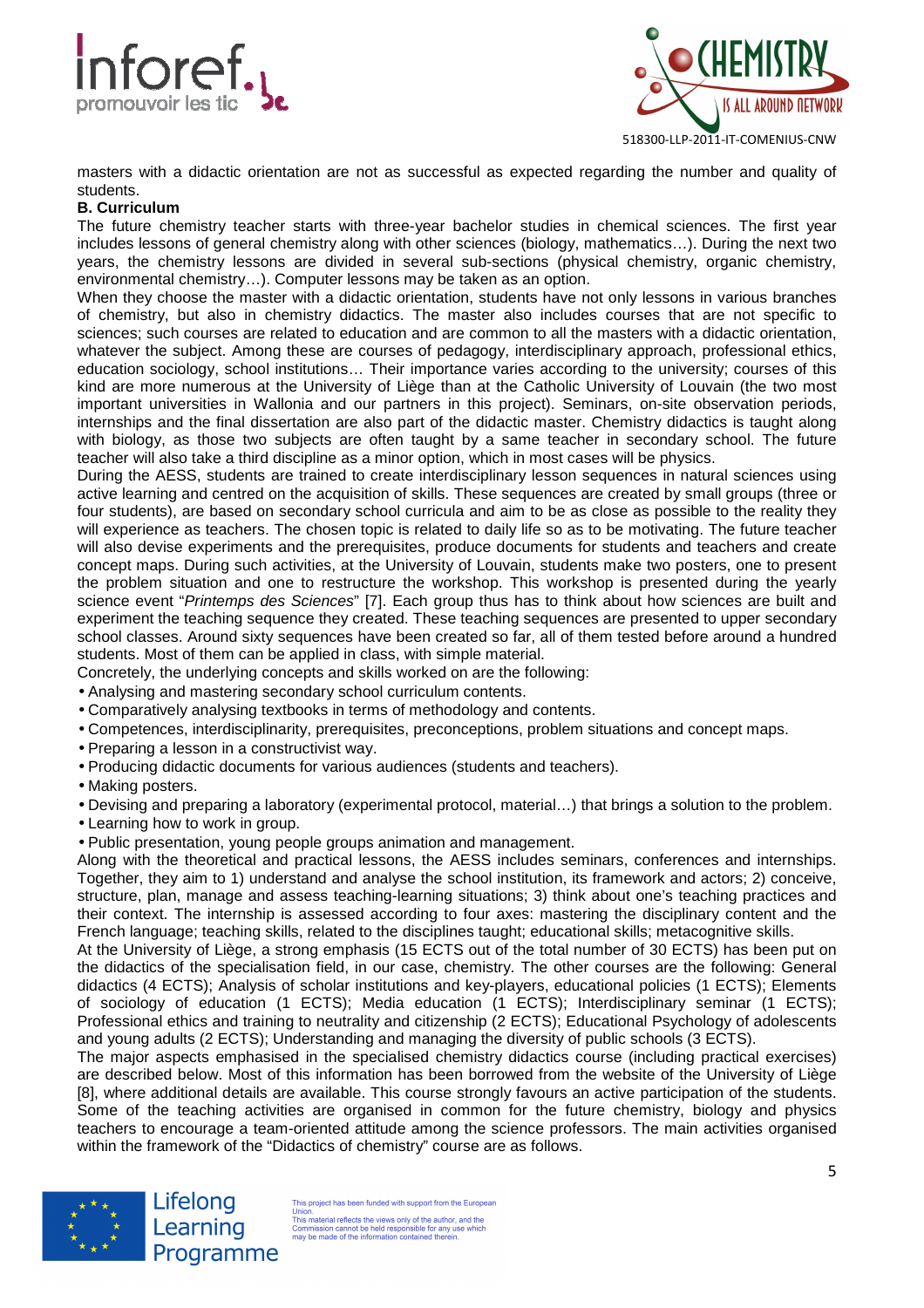masters with a didactic orientation are not as successful as expected regarding the number and quality of students.

**B. Curriculum**

The future chemistry teacher starts with three-year bachelor studies in chemical sciences. The first year includes lessons of general chemistry along with other sciences (biology, mathematics…). During the next two years, the chemistry lessons are divided in several sub-sections (physical chemistry, organic chemistry, environmental chemistry…). Computer lessons may be taken as an option.

When they choose the master with a didactic orientation, students have not only lessons in various branches of chemistry, but also in chemistry didactics. The master also includes courses that are not specific to sciences; such courses are related to education and are common to all the masters with a didactic orientation, whatever the subject. Among these are courses of pedagogy, interdisciplinary approach, professional ethics, education sociology, school institutions… Their importance varies according to the university; courses of this kind are more numerous at the University of Liège than at the Catholic University of Louvain (the two most important universities in Wallonia and our partners in this project). Seminars, on-site observation periods, internships and the final dissertation are also part of the didactic master. Chemistry didactics is taught along with biology, as those two subjects are often taught by a same teacher in secondary school. The future teacher will also take a third discipline as a minor option, which in most cases will be physics.

During the AESS, students are trained to create interdisciplinary lesson sequences in natural sciences using active learning and centred on the acquisition of skills. These sequences are created by small groups (three or four students), are based on secondary school curricula and aim to be as close as possible to the reality they will experience as teachers. The chosen topic is related to daily life so as to be motivating. The future teacher will also devise experiments and the prerequisites, produce documents for students and teachers and create concept maps. During such activities, at the University of Louvain, students make two posters, one to present the problem situation and one to restructure the workshop. This workshop is presented during the yearly science event "*Printemps des Sciences*" [7]. Each group thus has to think about how sciences are built and experiment the teaching sequence they created. These teaching sequences are presented to upper secondary school classes. Around sixty sequences have been created so far, all of them tested before around a hundred students. Most of them can be applied in class, with simple material.

Concretely, the underlying concepts and skills worked on are the following:

- Analysing and mastering secondary school curriculum contents.
- Comparatively analysing textbooks in terms of methodology and contents.
- Competences, interdisciplinarity, prerequisites, preconceptions, problem situations and concept maps.
- Preparing a lesson in a constructivist way.
- Producing didactic documents for various audiences (students and teachers).
- Making posters.
- Devising and preparing a laboratory (experimental protocol, material…) that brings a solution to the problem.
- Learning how to work in group.
- Public presentation, young people groups animation and management.

Along with the theoretical and practical lessons, the AESS includes seminars, conferences and internships. Together, they aim to 1) understand and analyse the school institution, its framework and actors; 2) conceive, structure, plan, manage and assess teaching-learning situations; 3) think about one's teaching practices and their context. The internship is assessed according to four axes: mastering the disciplinary content and the French language; teaching skills, related to the disciplines taught; educational skills; metacognitive skills.

At the University of Liège, a strong emphasis (15 ECTS out of the total number of 30 ECTS) has been put on the didactics of the specialisation field, in our case, chemistry. The other courses are the following: General didactics (4 ECTS); Analysis of scholar institutions and key-players, educational policies (1 ECTS); Elements of sociology of education (1 ECTS); Media education (1 ECTS); Interdisciplinary seminar (1 ECTS); Professional ethics and training to neutrality and citizenship (2 ECTS); Educational Psychology of adolescents and young adults (2 ECTS); Understanding and managing the diversity of public schools (3 ECTS).

The major aspects emphasised in the specialised chemistry didactics course (including practical exercises) are described below. Most of this information has been borrowed from the website of the University of Liège [8], where additional details are available. This course strongly favours an active participation of the students. Some of the teaching activities are organised in common for the future chemistry, biology and physics teachers to encourage a team-oriented attitude among the science professors. The main activities organised within the framework of the "Didactics of chemistry" course are as follows.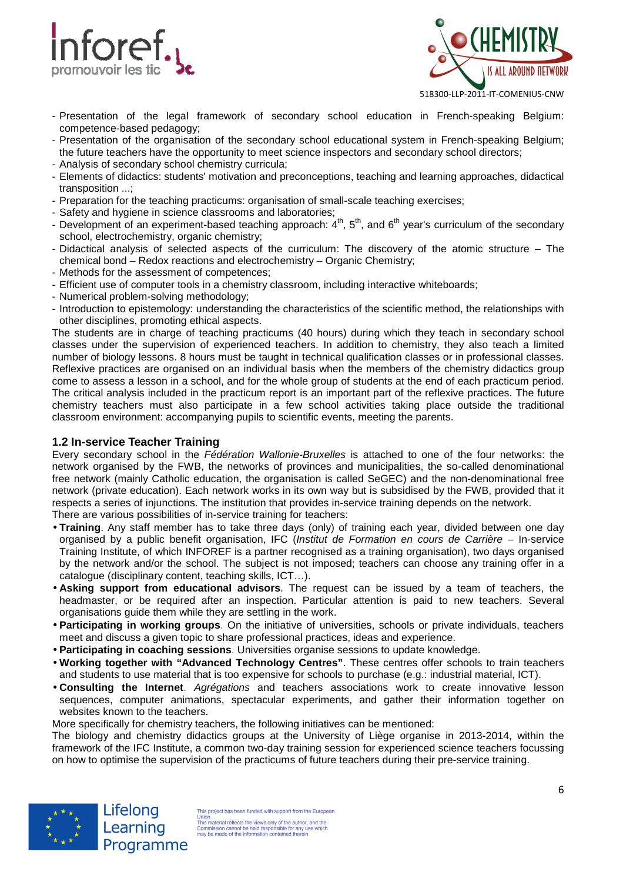- Presentation of the legal framework of secondary school education in French-speaking Belgium: competence-based pedagogy;
- Presentation of the organisation of the secondary school educational system in French-speaking Belgium; the future teachers have the opportunity to meet science inspectors and secondary school directors;
- Analysis of secondary school chemistry curricula;
- Elements of didactics: students' motivation and preconceptions, teaching and learning approaches, didactical transposition ...;
- Preparation for the teaching practicums: organisation of small-scale teaching exercises;
- Safety and hygiene in science classrooms and laboratories;
- Development of an experiment-based teaching approach: $4^{th}$, $5^{th}$, and $6^{th}$ year's curriculum of the secondary school, electrochemistry, organic chemistry;
- Didactical analysis of selected aspects of the curriculum: The discovery of the atomic structure – The chemical bond – Redox reactions and electrochemistry – Organic Chemistry;
- Methods for the assessment of competences;
- Efficient use of computer tools in a chemistry classroom, including interactive whiteboards;
- Numerical problem-solving methodology;
- Introduction to epistemology: understanding the characteristics of the scientific method, the relationships with other disciplines, promoting ethical aspects.

The students are in charge of teaching practicums (40 hours) during which they teach in secondary school classes under the supervision of experienced teachers. In addition to chemistry, they also teach a limited number of biology lessons. 8 hours must be taught in technical qualification classes or in professional classes. Reflexive practices are organised on an individual basis when the members of the chemistry didactics group come to assess a lesson in a school, and for the whole group of students at the end of each practicum period. The critical analysis included in the practicum report is an important part of the reflexive practices. The future chemistry teachers must also participate in a few school activities taking place outside the traditional classroom environment: accompanying pupils to scientific events, meeting the parents.

### 1.2 In-service Teacher Training

Every secondary school in the *Fédération Wallonie-Bruxelles* is attached to one of the four networks: the network organised by the FWB, the networks of provinces and municipalities, the so-called denominational free network (mainly Catholic education, the organisation is called SeGEC) and the non-denominational free network (private education). Each network works in its own way but is subsidised by the FWB, provided that it respects a series of injunctions. The institution that provides in-service training depends on the network.

There are various possibilities of in-service training for teachers:

- **Training**. Any staff member has to take three days (only) of training each year, divided between one day organised by a public benefit organisation, IFC (*Institut de Formation en cours de Carrière* – In-service Training Institute, of which INFOREF is a partner recognised as a training organisation), two days organised by the network and/or the school. The subject is not imposed; teachers can choose any training offer in a catalogue (disciplinary content, teaching skills, ICT…).
- **Asking support from educational advisors**. The request can be issued by a team of teachers, the headmaster, or be required after an inspection. Particular attention is paid to new teachers. Several organisations guide them while they are settling in the work.
- **Participating in working groups**. On the initiative of universities, schools or private individuals, teachers meet and discuss a given topic to share professional practices, ideas and experience.
- **Participating in coaching sessions**. Universities organise sessions to update knowledge.
- **Working together with "Advanced Technology Centres"**. These centres offer schools to train teachers and students to use material that is too expensive for schools to purchase (e.g.: industrial material, ICT).
- **Consulting the Internet**. *Agrégations* and teachers associations work to create innovative lesson sequences, computer animations, spectacular experiments, and gather their information together on websites known to the teachers.

More specifically for chemistry teachers, the following initiatives can be mentioned:

The biology and chemistry didactics groups at the University of Liège organise in 2013-2014, within the framework of the IFC Institute, a common two-day training session for experienced science teachers focussing on how to optimise the supervision of the practicums of future teachers during their pre-service training.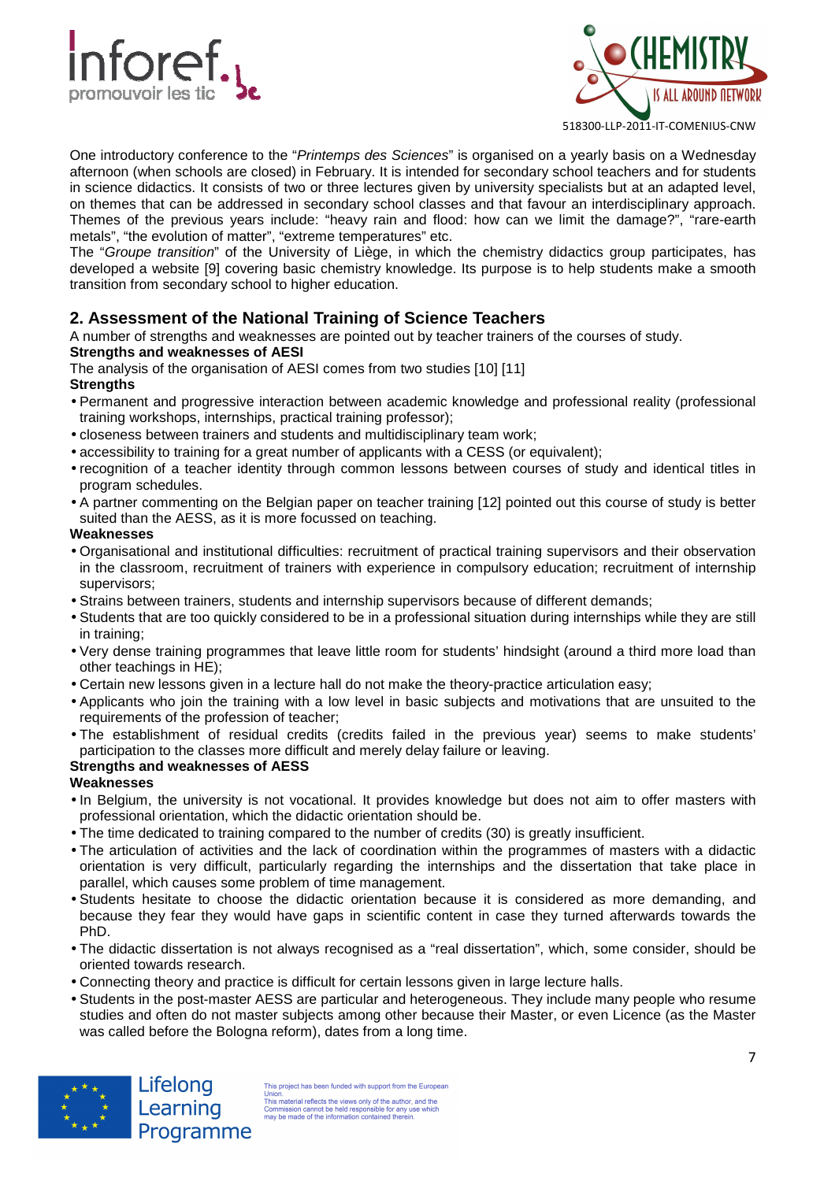One introductory conference to the "*Printemps des Sciences*" is organised on a yearly basis on a Wednesday afternoon (when schools are closed) in February. It is intended for secondary school teachers and for students in science didactics. It consists of two or three lectures given by university specialists but at an adapted level, on themes that can be addressed in secondary school classes and that favour an interdisciplinary approach. Themes of the previous years include: "heavy rain and flood: how can we limit the damage?", "rare-earth metals", "the evolution of matter", "extreme temperatures" etc.

The "*Groupe transition*" of the University of Liège, in which the chemistry didactics group participates, has developed a website [9] covering basic chemistry knowledge. Its purpose is to help students make a smooth transition from secondary school to higher education.

## 2. Assessment of the National Training of Science Teachers

A number of strengths and weaknesses are pointed out by teacher trainers of the courses of study.

**Strengths and weaknesses of AESI**

The analysis of the organisation of AESI comes from two studies [10] [11]

**Strengths**

- Permanent and progressive interaction between academic knowledge and professional reality (professional training workshops, internships, practical training professor);
- closeness between trainers and students and multidisciplinary team work;
- accessibility to training for a great number of applicants with a CESS (or equivalent);
- recognition of a teacher identity through common lessons between courses of study and identical titles in program schedules.
- A partner commenting on the Belgian paper on teacher training [12] pointed out this course of study is better suited than the AESS, as it is more focussed on teaching.

**Weaknesses**

- Organisational and institutional difficulties: recruitment of practical training supervisors and their observation in the classroom, recruitment of trainers with experience in compulsory education; recruitment of internship supervisors;
- Strains between trainers, students and internship supervisors because of different demands;
- Students that are too quickly considered to be in a professional situation during internships while they are still in training;
- Very dense training programmes that leave little room for students' hindsight (around a third more load than other teachings in HE);
- Certain new lessons given in a lecture hall do not make the theory-practice articulation easy;
- Applicants who join the training with a low level in basic subjects and motivations that are unsuited to the requirements of the profession of teacher;
- The establishment of residual credits (credits failed in the previous year) seems to make students' participation to the classes more difficult and merely delay failure or leaving.

**Strengths and weaknesses of AESS**

**Weaknesses**

- In Belgium, the university is not vocational. It provides knowledge but does not aim to offer masters with professional orientation, which the didactic orientation should be.
- The time dedicated to training compared to the number of credits (30) is greatly insufficient.
- The articulation of activities and the lack of coordination within the programmes of masters with a didactic orientation is very difficult, particularly regarding the internships and the dissertation that take place in parallel, which causes some problem of time management.
- Students hesitate to choose the didactic orientation because it is considered as more demanding, and because they fear they would have gaps in scientific content in case they turned afterwards towards the PhD.
- The didactic dissertation is not always recognised as a "real dissertation", which, some consider, should be oriented towards research.
- Connecting theory and practice is difficult for certain lessons given in large lecture halls.
- Students in the post-master AESS are particular and heterogeneous. They include many people who resume studies and often do not master subjects among other because their Master, or even Licence (as the Master was called before the Bologna reform), dates from a long time.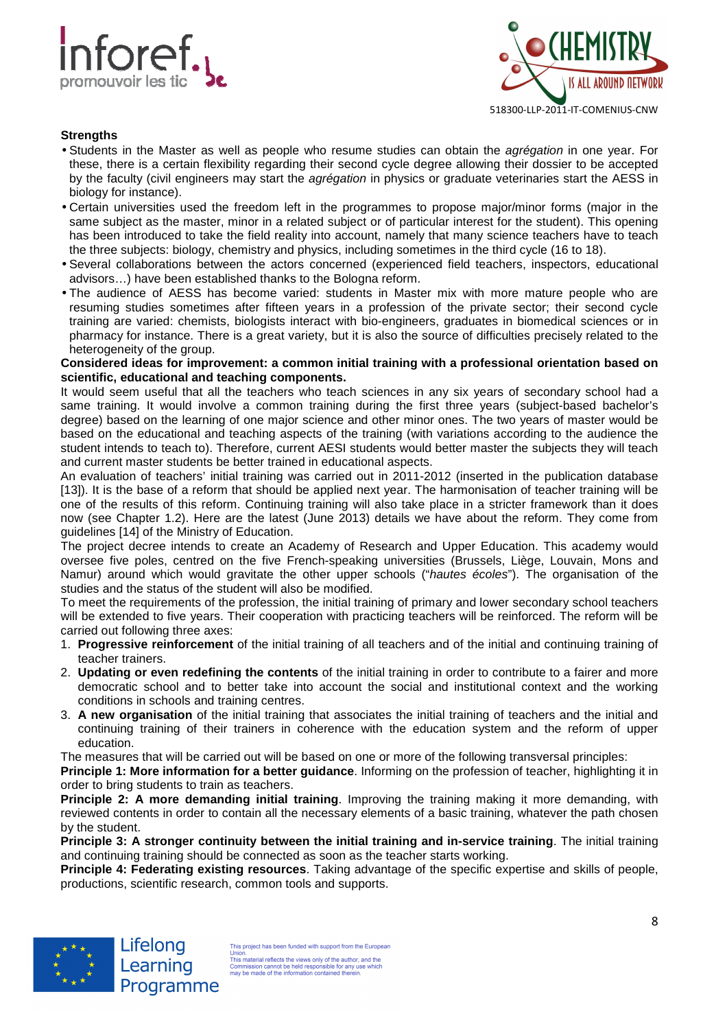**Strengths**

- Students in the Master as well as people who resume studies can obtain the *agrégation* in one year. For these, there is a certain flexibility regarding their second cycle degree allowing their dossier to be accepted by the faculty (civil engineers may start the *agrégation* in physics or graduate veterinaries start the AESS in biology for instance).
- Certain universities used the freedom left in the programmes to propose major/minor forms (major in the same subject as the master, minor in a related subject or of particular interest for the student). This opening has been introduced to take the field reality into account, namely that many science teachers have to teach the three subjects: biology, chemistry and physics, including sometimes in the third cycle (16 to 18).
- Several collaborations between the actors concerned (experienced field teachers, inspectors, educational advisors…) have been established thanks to the Bologna reform.
- The audience of AESS has become varied: students in Master mix with more mature people who are resuming studies sometimes after fifteen years in a profession of the private sector; their second cycle training are varied: chemists, biologists interact with bio-engineers, graduates in biomedical sciences or in pharmacy for instance. There is a great variety, but it is also the source of difficulties precisely related to the heterogeneity of the group.

**Considered ideas for improvement: a common initial training with a professional orientation based on scientific, educational and teaching components.**

It would seem useful that all the teachers who teach sciences in any six years of secondary school had a same training. It would involve a common training during the first three years (subject-based bachelor's degree) based on the learning of one major science and other minor ones. The two years of master would be based on the educational and teaching aspects of the training (with variations according to the audience the student intends to teach to). Therefore, current AESI students would better master the subjects they will teach and current master students be better trained in educational aspects.

An evaluation of teachers' initial training was carried out in 2011-2012 (inserted in the publication database [13]). It is the base of a reform that should be applied next year. The harmonisation of teacher training will be one of the results of this reform. Continuing training will also take place in a stricter framework than it does now (see Chapter 1.2). Here are the latest (June 2013) details we have about the reform. They come from guidelines [14] of the Ministry of Education.

The project decree intends to create an Academy of Research and Upper Education. This academy would oversee five poles, centred on the five French-speaking universities (Brussels, Liège, Louvain, Mons and Namur) around which would gravitate the other upper schools ("*hautes écoles*"). The organisation of the studies and the status of the student will also be modified.

To meet the requirements of the profession, the initial training of primary and lower secondary school teachers will be extended to five years. Their cooperation with practicing teachers will be reinforced. The reform will be carried out following three axes:

1. **Progressive reinforcement** of the initial training of all teachers and of the initial and continuing training of teacher trainers.
2. **Updating or even redefining the contents** of the initial training in order to contribute to a fairer and more democratic school and to better take into account the social and institutional context and the working conditions in schools and training centres.
3. **A new organisation** of the initial training that associates the initial training of teachers and the initial and continuing training of their trainers in coherence with the education system and the reform of upper education.

The measures that will be carried out will be based on one or more of the following transversal principles:

**Principle 1: More information for a better guidance**. Informing on the profession of teacher, highlighting it in order to bring students to train as teachers.

**Principle 2: A more demanding initial training**. Improving the training making it more demanding, with reviewed contents in order to contain all the necessary elements of a basic training, whatever the path chosen by the student.

**Principle 3: A stronger continuity between the initial training and in-service training**. The initial training and continuing training should be connected as soon as the teacher starts working.

**Principle 4: Federating existing resources**. Taking advantage of the specific expertise and skills of people, productions, scientific research, common tools and supports.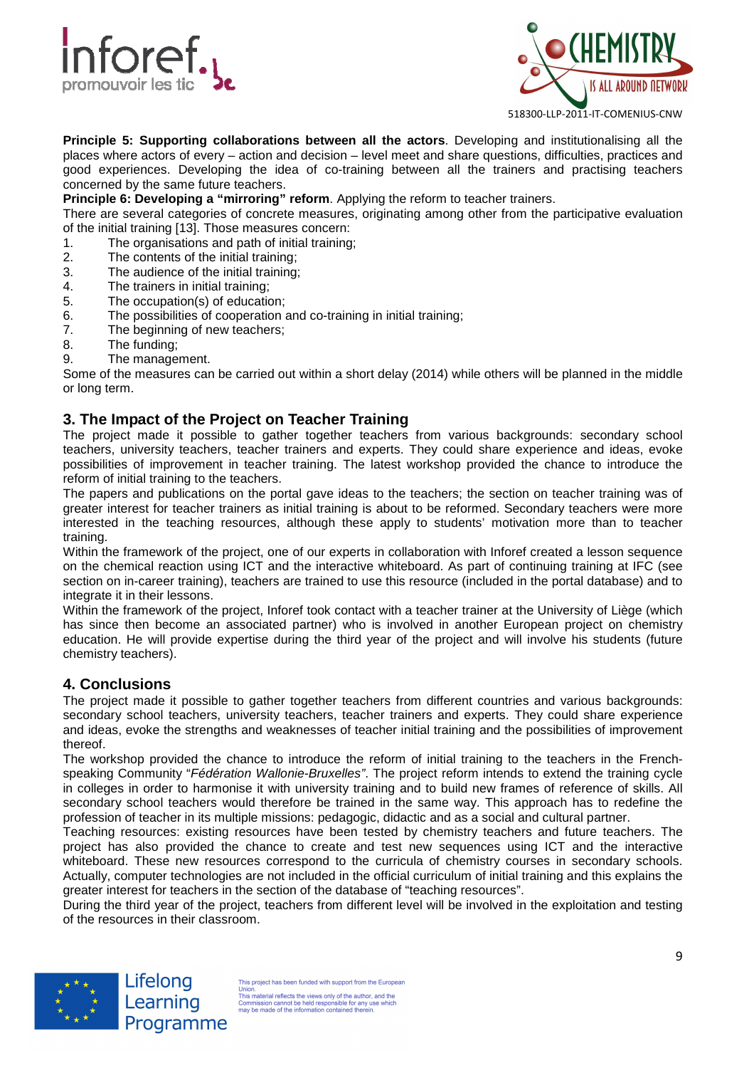**Principle 5: Supporting collaborations between all the actors**. Developing and institutionalising all the places where actors of every – action and decision – level meet and share questions, difficulties, practices and good experiences. Developing the idea of co-training between all the trainers and practising teachers concerned by the same future teachers.

**Principle 6: Developing a "mirroring" reform**. Applying the reform to teacher trainers.

There are several categories of concrete measures, originating among other from the participative evaluation of the initial training [13]. Those measures concern:

1. The organisations and path of initial training;
2. The contents of the initial training;
3. The audience of the initial training;
4. The trainers in initial training;
5. The occupation(s) of education;
6. The possibilities of cooperation and co-training in initial training;
7. The beginning of new teachers;
8. The funding;
9. The management.

Some of the measures can be carried out within a short delay (2014) while others will be planned in the middle or long term.

## 3. The Impact of the Project on Teacher Training

The project made it possible to gather together teachers from various backgrounds: secondary school teachers, university teachers, teacher trainers and experts. They could share experience and ideas, evoke possibilities of improvement in teacher training. The latest workshop provided the chance to introduce the reform of initial training to the teachers.

The papers and publications on the portal gave ideas to the teachers; the section on teacher training was of greater interest for teacher trainers as initial training is about to be reformed. Secondary teachers were more interested in the teaching resources, although these apply to students' motivation more than to teacher training.

Within the framework of the project, one of our experts in collaboration with Inforef created a lesson sequence on the chemical reaction using ICT and the interactive whiteboard. As part of continuing training at IFC (see section on in-career training), teachers are trained to use this resource (included in the portal database) and to integrate it in their lessons.

Within the framework of the project, Inforef took contact with a teacher trainer at the University of Liège (which has since then become an associated partner) who is involved in another European project on chemistry education. He will provide expertise during the third year of the project and will involve his students (future chemistry teachers).

## 4. Conclusions

The project made it possible to gather together teachers from different countries and various backgrounds: secondary school teachers, university teachers, teacher trainers and experts. They could share experience and ideas, evoke the strengths and weaknesses of teacher initial training and the possibilities of improvement thereof.

The workshop provided the chance to introduce the reform of initial training to the teachers in the French-speaking Community "*Fédération Wallonie-Bruxelles*". The project reform intends to extend the training cycle in colleges in order to harmonise it with university training and to build new frames of reference of skills. All secondary school teachers would therefore be trained in the same way. This approach has to redefine the profession of teacher in its multiple missions: pedagogic, didactic and as a social and cultural partner.

Teaching resources: existing resources have been tested by chemistry teachers and future teachers. The project has also provided the chance to create and test new sequences using ICT and the interactive whiteboard. These new resources correspond to the curricula of chemistry courses in secondary schools. Actually, computer technologies are not included in the official curriculum of initial training and this explains the greater interest for teachers in the section of the database of "teaching resources".

During the third year of the project, teachers from different level will be involved in the exploitation and testing of the resources in their classroom.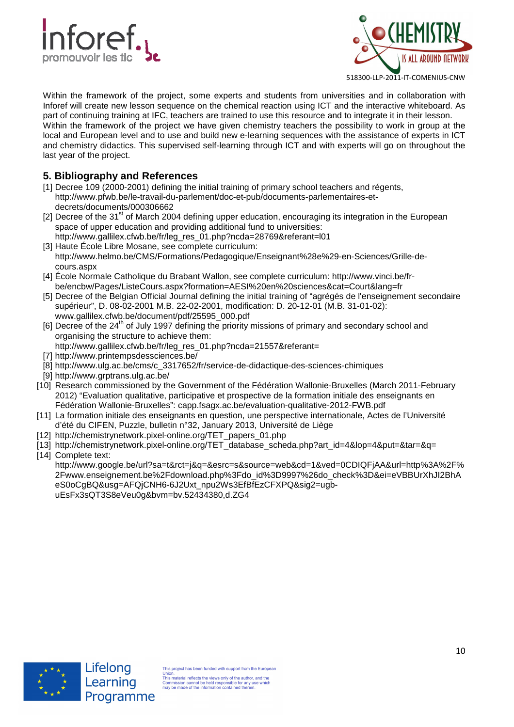Within the framework of the project, some experts and students from universities and in collaboration with Inforef will create new lesson sequence on the chemical reaction using ICT and the interactive whiteboard. As part of continuing training at IFC, teachers are trained to use this resource and to integrate it in their lesson.
Within the framework of the project we have given chemistry teachers the possibility to work in group at the local and European level and to use and build new e-learning sequences with the assistance of experts in ICT and chemistry didactics. This supervised self-learning through ICT and with experts will go on throughout the last year of the project.

## 5. Bibliography and References

[1] Decree 109 (2000-2001) defining the initial training of primary school teachers and régents, http://www.pfwb.be/le-travail-du-parlement/doc-et-pub/documents-parlementaires-et-decrets/documents/000306662

[2] Decree of the 31st of March 2004 defining upper education, encouraging its integration in the European space of upper education and providing additional fund to universities: http://www.gallilex.cfwb.be/fr/leg_res_01.php?ncda=28769&referant=l01

[3] Haute École Libre Mosane, see complete curriculum: http://www.helmo.be/CMS/Formations/Pedagogique/Enseignant%28e%29-en-Sciences/Grille-de-cours.aspx

[4] École Normale Catholique du Brabant Wallon, see complete curriculum: http://www.vinci.be/fr-be/encbw/Pages/ListeCours.aspx?formation=AESI%20en%20sciences&cat=Court&lang=fr

[5] Decree of the Belgian Official Journal defining the initial training of "agrégés de l'enseignement secondaire supérieur", D. 08-02-2001 M.B. 22-02-2001, modification: D. 20-12-01 (M.B. 31-01-02): www.gallilex.cfwb.be/document/pdf/25595_000.pdf

[6] Decree of the 24th of July 1997 defining the priority missions of primary and secondary school and organising the structure to achieve them: http://www.gallilex.cfwb.be/fr/leg_res_01.php?ncda=21557&referant=

[7] http://www.printempsdessciences.be/

[8] http://www.ulg.ac.be/cms/c_3317652/fr/service-de-didactique-des-sciences-chimiques

[9] http://www.grptrans.ulg.ac.be/

[10] Research commissioned by the Government of the Fédération Wallonie-Bruxelles (March 2011-February 2012) "Evaluation qualitative, participative et prospective de la formation initiale des enseignants en Fédération Wallonie-Bruxelles": capp.fsagx.ac.be/evaluation-qualitative-2012-FWB.pdf

[11] La formation initiale des enseignants en question, une perspective internationale, Actes de l'Université d'été du CIFEN, Puzzle, bulletin n°32, January 2013, Université de Liège

[12] http://chemistrynetwork.pixel-online.org/TET_papers_01.php

[13] http://chemistrynetwork.pixel-online.org/TET_database_scheda.php?art_id=4&lop=4&put=&tar=&q=

[14] Complete text: http://www.google.be/url?sa=t&rct=j&q=&esrc=s&source=web&cd=1&ved=0CDIQFjAA&url=http%3A%2F%2Fwww.enseignement.be%2Fdownload.php%3Fdo_id%3D9997%26do_check%3D&ei=eVBBUrXhJI2BhAeS0oCgBQ&usg=AFQjCNH6-6J2Uxt_npu2Ws3EfBfEzCFXPQ&sig2=ugb-uEsFx3sQT3S8eVeu0g&bvm=bv.52434380,d.ZG4

This project has been funded with support from the European Union.
This material reflects the views only of the author, and the Commission cannot be held responsible for any use which may be made of the information contained therein.